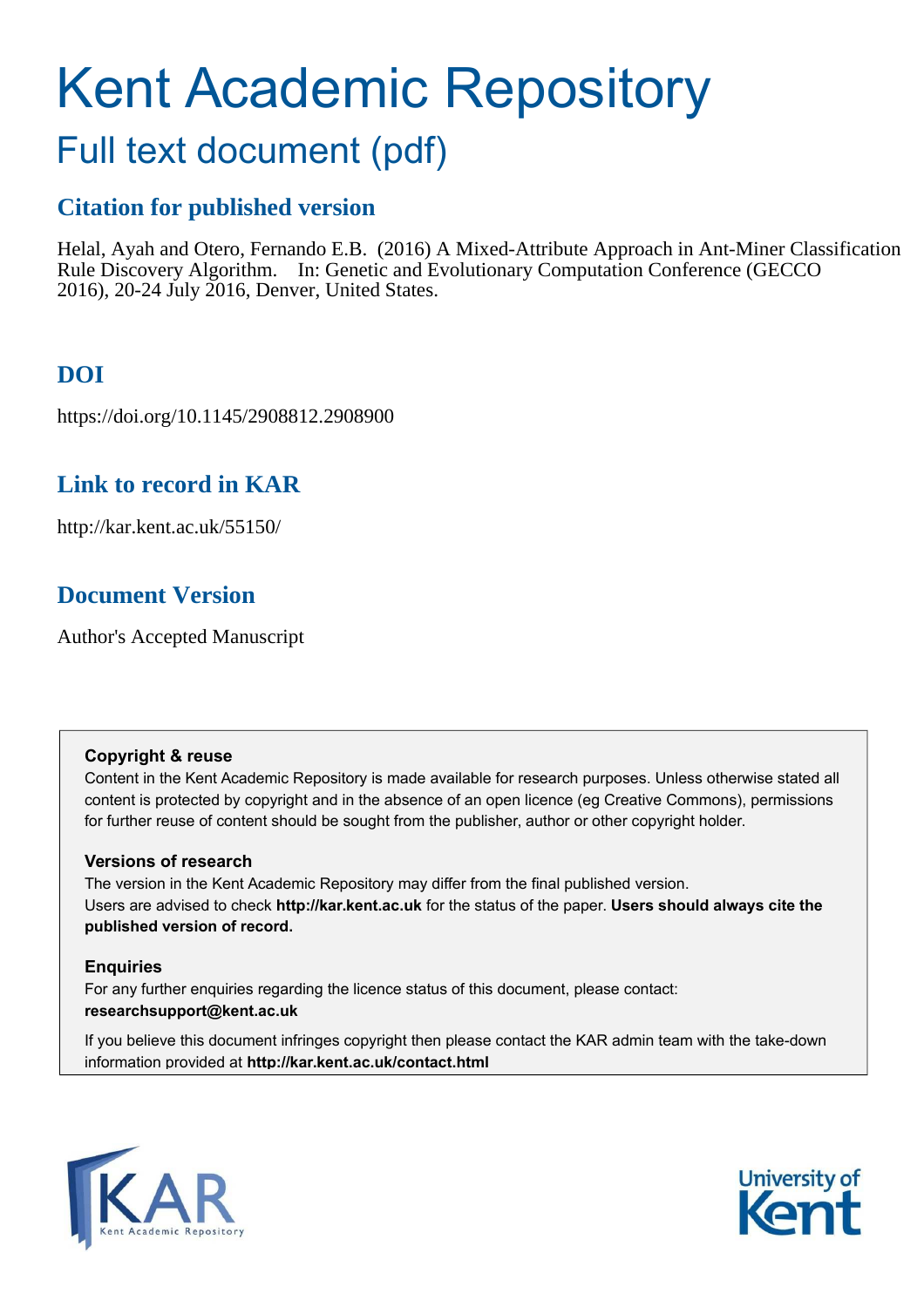# Kent Academic Repository

## Full text document (pdf)

### Citation for published version

Helal, Ayah and Otero, Fernando E.B. (2016) A Mixed-Attribute Approach in Ant-Miner Classification Rule Discovery Algorithm. In: Genetic and Evolutionary Computation Conference (GECCO 2016), 20-24 July 2016, Denver, United States.

### DOI

https://doi.org/10.1145/2908812.2908900

### Link to record in KAR

http://kar.kent.ac.uk/55150/

### Document Version

Author's Accepted Manuscript

**Copyright & reuse**

Content in the Kent Academic Repository is made available for research purposes. Unless otherwise stated all content is protected by copyright and in the absence of an open licence (eg Creative Commons), permissions for further reuse of content should be sought from the publisher, author or other copyright holder.

**Versions of research**

The version in the Kent Academic Repository may differ from the final published version.
Users are advised to check **http://kar.kent.ac.uk** for the status of the paper. **Users should always cite the published version of record.**

**Enquiries**

For any further enquiries regarding the licence status of this document, please contact:
**researchsupport@kent.ac.uk**

If you believe this document infringes copyright then please contact the KAR admin team with the take-down information provided at **http://kar.kent.ac.uk/contact.html**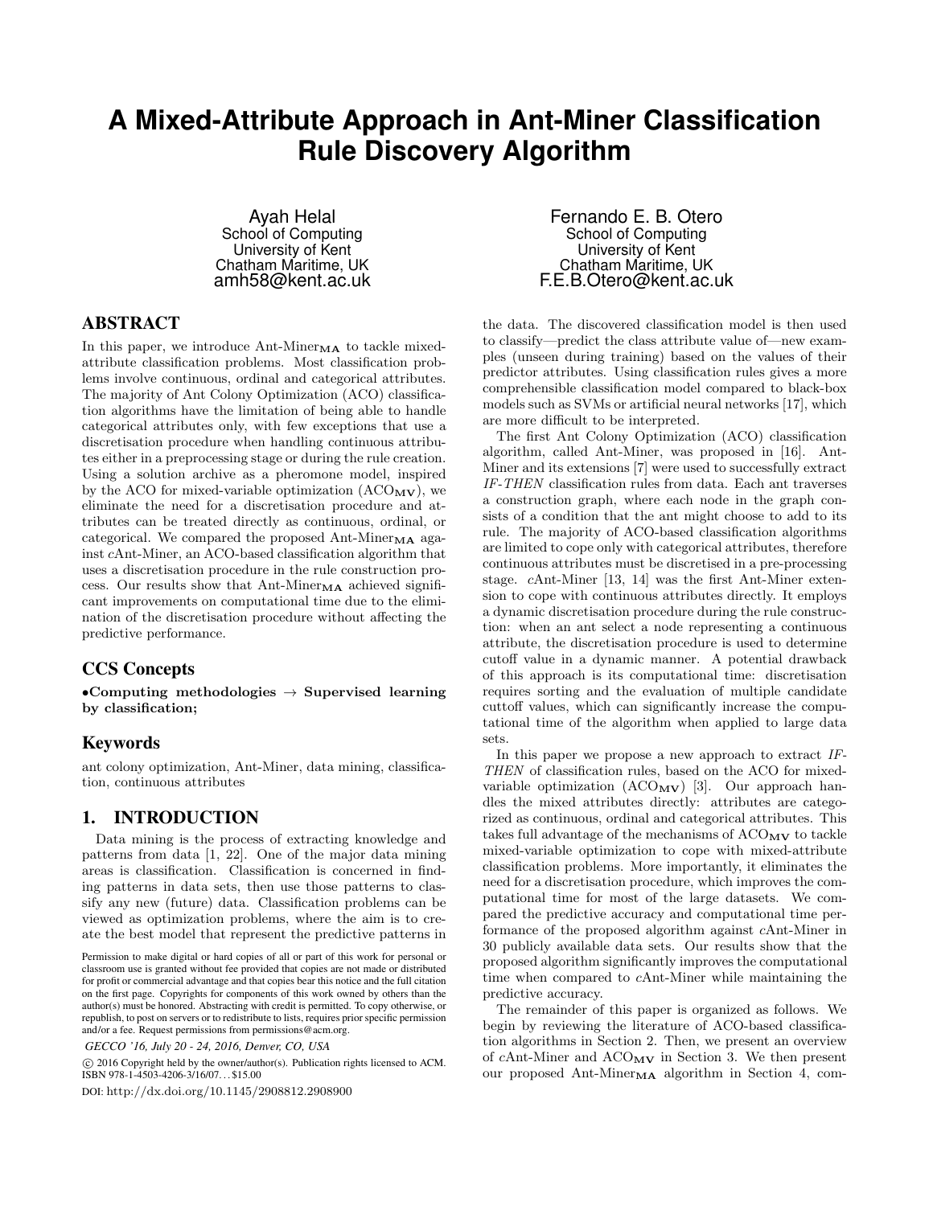# A Mixed-Attribute Approach in Ant-Miner Classification Rule Discovery Algorithm

Ayah Helal
School of Computing
University of Kent
Chatham Maritime, UK
amh58@kent.ac.uk

Fernando E. B. Otero
School of Computing
University of Kent
Chatham Maritime, UK
F.E.B.Otero@kent.ac.uk

## ABSTRACT

In this paper, we introduce Ant-Miner$_{\mathbf{MA}}$ to tackle mixed-attribute classification problems. Most classification problems involve continuous, ordinal and categorical attributes. The majority of Ant Colony Optimization (ACO) classification algorithms have the limitation of being able to handle categorical attributes only, with few exceptions that use a discretisation procedure when handling continuous attributes either in a preprocessing stage or during the rule creation. Using a solution archive as a pheromone model, inspired by the ACO for mixed-variable optimization (ACO$_{\mathbf{MV}}$), we eliminate the need for a discretisation procedure and attributes can be treated directly as continuous, ordinal, or categorical. We compared the proposed Ant-Miner$_{\mathbf{MA}}$ against *c*Ant-Miner, an ACO-based classification algorithm that uses a discretisation procedure in the rule construction process. Our results show that Ant-Miner$_{\mathbf{MA}}$ achieved significant improvements on computational time due to the elimination of the discretisation procedure without affecting the predictive performance.

## CCS Concepts

•**Computing methodologies** → **Supervised learning by classification;**

## Keywords

ant colony optimization, Ant-Miner, data mining, classification, continuous attributes

## 1. INTRODUCTION

Data mining is the process of extracting knowledge and patterns from data [1, 22]. One of the major data mining areas is classification. Classification is concerned in finding patterns in data sets, then use those patterns to classify any new (future) data. Classification problems can be viewed as optimization problems, where the aim is to create the best model that represent the predictive patterns in the data. The discovered classification model is then used to classify—predict the class attribute value of—new examples (unseen during training) based on the values of their predictor attributes. Using classification rules gives a more comprehensible classification model compared to black-box models such as SVMs or artificial neural networks [17], which are more difficult to be interpreted.

The first Ant Colony Optimization (ACO) classification algorithm, called Ant-Miner, was proposed in [16]. Ant-Miner and its extensions [7] were used to successfully extract *IF-THEN* classification rules from data. Each ant traverses a construction graph, where each node in the graph consists of a condition that the ant might choose to add to its rule. The majority of ACO-based classification algorithms are limited to cope only with categorical attributes, therefore continuous attributes must be discretised in a pre-processing stage. *c*Ant-Miner [13, 14] was the first Ant-Miner extension to cope with continuous attributes directly. It employs a dynamic discretisation procedure during the rule construction: when an ant select a node representing a continuous attribute, the discretisation procedure is used to determine cutoff value in a dynamic manner. A potential drawback of this approach is its computational time: discretisation requires sorting and the evaluation of multiple candidate cuttoff values, which can significantly increase the computational time of the algorithm when applied to large data sets.

In this paper we propose a new approach to extract *IF-THEN* of classification rules, based on the ACO for mixed-variable optimization (ACO$_{\mathbf{MV}}$) [3]. Our approach handles the mixed attributes directly: attributes are categorized as continuous, ordinal and categorical attributes. This takes full advantage of the mechanisms of ACO$_{\mathbf{MV}}$ to tackle mixed-variable optimization to cope with mixed-attribute classification problems. More importantly, it eliminates the need for a discretisation procedure, which improves the computational time for most of the large datasets. We compared the predictive accuracy and computational time performance of the proposed algorithm against *c*Ant-Miner in 30 publicly available data sets. Our results show that the proposed algorithm significantly improves the computational time when compared to *c*Ant-Miner while maintaining the predictive accuracy.

The remainder of this paper is organized as follows. We begin by reviewing the literature of ACO-based classification algorithms in Section 2. Then, we present an overview of *c*Ant-Miner and ACO$_{\mathbf{MV}}$ in Section 3. We then present our proposed Ant-Miner$_{\mathbf{MA}}$ algorithm in Section 4, com-

Permission to make digital or hard copies of all or part of this work for personal or classroom use is granted without fee provided that copies are not made or distributed for profit or commercial advantage and that copies bear this notice and the full citation on the first page. Copyrights for components of this work owned by others than the author(s) must be honored. Abstracting with credit is permitted. To copy otherwise, or republish, to post on servers or to redistribute to lists, requires prior specific permission and/or a fee. Request permissions from permissions@acm.org.

*GECCO '16, July 20 - 24, 2016, Denver, CO, USA*

© 2016 Copyright held by the owner/author(s). Publication rights licensed to ACM. ISBN 978-1-4503-4206-3/16/07...$15.00

DOI: http://dx.doi.org/10.1145/2908812.2908900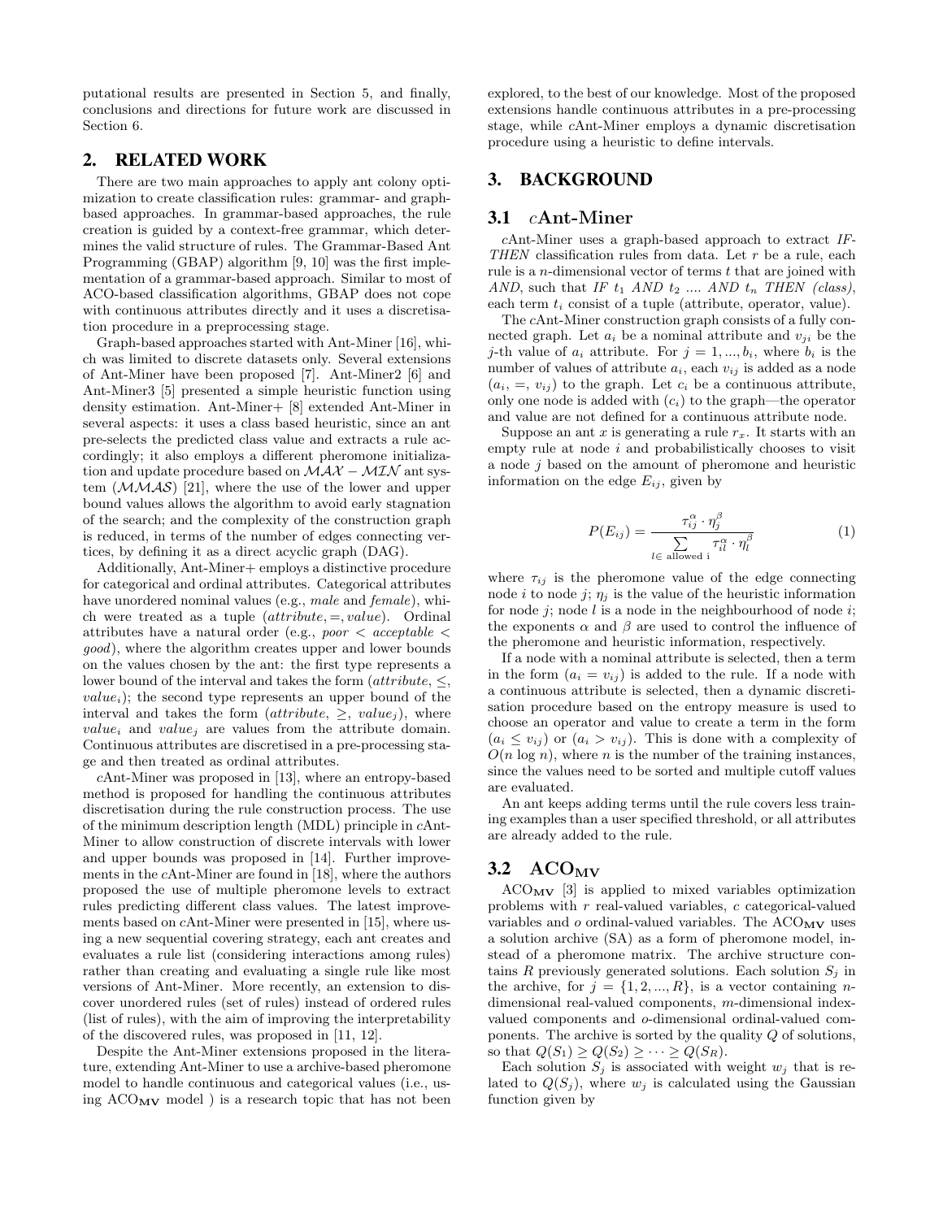putational results are presented in Section 5, and finally, conclusions and directions for future work are discussed in Section 6.

## 2. RELATED WORK

There are two main approaches to apply ant colony optimization to create classification rules: grammar- and graph-based approaches. In grammar-based approaches, the rule creation is guided by a context-free grammar, which determines the valid structure of rules. The Grammar-Based Ant Programming (GBAP) algorithm [9, 10] was the first implementation of a grammar-based approach. Similar to most of ACO-based classification algorithms, GBAP does not cope with continuous attributes directly and it uses a discretisation procedure in a preprocessing stage.

Graph-based approaches started with Ant-Miner [16], which was limited to discrete datasets only. Several extensions of Ant-Miner have been proposed [7]. Ant-Miner2 [6] and Ant-Miner3 [5] presented a simple heuristic function using density estimation. Ant-Miner+ [8] extended Ant-Miner in several aspects: it uses a class based heuristic, since an ant pre-selects the predicted class value and extracts a rule accordingly; it also employs a different pheromone initialization and update procedure based on $\mathcal{MAX}-\mathcal{MIN}$ ant system ($\mathcal{MMAS}$) [21], where the use of the lower and upper bound values allows the algorithm to avoid early stagnation of the search; and the complexity of the construction graph is reduced, in terms of the number of edges connecting vertices, by defining it as a direct acyclic graph (DAG).

Additionally, Ant-Miner+ employs a distinctive procedure for categorical and ordinal attributes. Categorical attributes have unordered nominal values (e.g., *male* and *female*), which were treated as a tuple (*attribute*, =, *value*). Ordinal attributes have a natural order (e.g., *poor* < *acceptable* < *good*), where the algorithm creates upper and lower bounds on the values chosen by the ant: the first type represents a lower bound of the interval and takes the form (*attribute*, ≤, $value_i$); the second type represents an upper bound of the interval and takes the form (*attribute*, ≥, $value_j$), where $value_i$ and $value_j$ are values from the attribute domain. Continuous attributes are discretised in a pre-processing stage and then treated as ordinal attributes.

*c*Ant-Miner was proposed in [13], where an entropy-based method is proposed for handling the continuous attributes discretisation during the rule construction process. The use of the minimum description length (MDL) principle in *c*Ant-Miner to allow construction of discrete intervals with lower and upper bounds was proposed in [14]. Further improvements in the *c*Ant-Miner are found in [18], where the authors proposed the use of multiple pheromone levels to extract rules predicting different class values. The latest improvements based on *c*Ant-Miner were presented in [15], where using a new sequential covering strategy, each ant creates and evaluates a rule list (considering interactions among rules) rather than creating and evaluating a single rule like most versions of Ant-Miner. More recently, an extension to discover unordered rules (set of rules) instead of ordered rules (list of rules), with the aim of improving the interpretability of the discovered rules, was proposed in [11, 12].

Despite the Ant-Miner extensions proposed in the literature, extending Ant-Miner to use a archive-based pheromone model to handle continuous and categorical values (i.e., using $\mathbf{ACO_{MV}}$ model ) is a research topic that has not been explored, to the best of our knowledge. Most of the proposed extensions handle continuous attributes in a pre-processing stage, while *c*Ant-Miner employs a dynamic discretisation procedure using a heuristic to define intervals.

## 3. BACKGROUND

### 3.1 *c*Ant-Miner

*c*Ant-Miner uses a graph-based approach to extract *IF-THEN* classification rules from data. Let $r$ be a rule, each rule is a $n$-dimensional vector of terms $t$ that are joined with *AND*, such that *IF* $t_1$ *AND* $t_2$ .... *AND* $t_n$ *THEN (class)*, each term $t_i$ consist of a tuple (attribute, operator, value).

The *c*Ant-Miner construction graph consists of a fully connected graph. Let $a_i$ be a nominal attribute and $v_{ji}$ be the $j$-th value of $a_i$ attribute. For $j = 1, ..., b_i$, where $b_i$ is the number of values of attribute $a_i$, each $v_{ij}$ is added as a node $(a_i, =, v_{ij})$ to the graph. Let $c_i$ be a continuous attribute, only one node is added with $(c_i)$ to the graph—the operator and value are not defined for a continuous attribute node.

Suppose an ant $x$ is generating a rule $r_x$. It starts with an empty rule at node $i$ and probabilistically chooses to visit a node $j$ based on the amount of pheromone and heuristic information on the edge $E_{ij}$, given by

$$P(E_{ij}) = \frac{\tau_{ij}^{\alpha} \cdot \eta_j^{\beta}}{\sum\limits_{l \in \text{ allowed i}} \tau_{il}^{\alpha} \cdot \eta_l^{\beta}} \tag{1}$$

where $\tau_{ij}$ is the pheromone value of the edge connecting node $i$ to node $j$; $\eta_j$ is the value of the heuristic information for node $j$; node $l$ is a node in the neighbourhood of node $i$; the exponents $\alpha$ and $\beta$ are used to control the influence of the pheromone and heuristic information, respectively.

If a node with a nominal attribute is selected, then a term in the form $(a_i = v_{ij})$ is added to the rule. If a node with a continuous attribute is selected, then a dynamic discretisation procedure based on the entropy measure is used to choose an operator and value to create a term in the form $(a_i \leq v_{ij})$ or $(a_i > v_{ij})$. This is done with a complexity of $O(n \log n)$, where $n$ is the number of the training instances, since the values need to be sorted and multiple cutoff values are evaluated.

An ant keeps adding terms until the rule covers less training examples than a user specified threshold, or all attributes are already added to the rule.

### 3.2 $\mathbf{ACO_{MV}}$

$\mathbf{ACO_{MV}}$ [3] is applied to mixed variables optimization problems with $r$ real-valued variables, $c$ categorical-valued variables and $o$ ordinal-valued variables. The $\mathbf{ACO_{MV}}$ uses a solution archive (SA) as a form of pheromone model, instead of a pheromone matrix. The archive structure contains $R$ previously generated solutions. Each solution $S_j$ in the archive, for $j = \{1, 2, ..., R\}$, is a vector containing $n$-dimensional real-valued components, $m$-dimensional index-valued components and $o$-dimensional ordinal-valued components. The archive is sorted by the quality $Q$ of solutions, so that $Q(S_1) \geq Q(S_2) \geq \cdots \geq Q(S_R)$.

Each solution $S_j$ is associated with weight $w_j$ that is related to $Q(S_j)$, where $w_j$ is calculated using the Gaussian function given by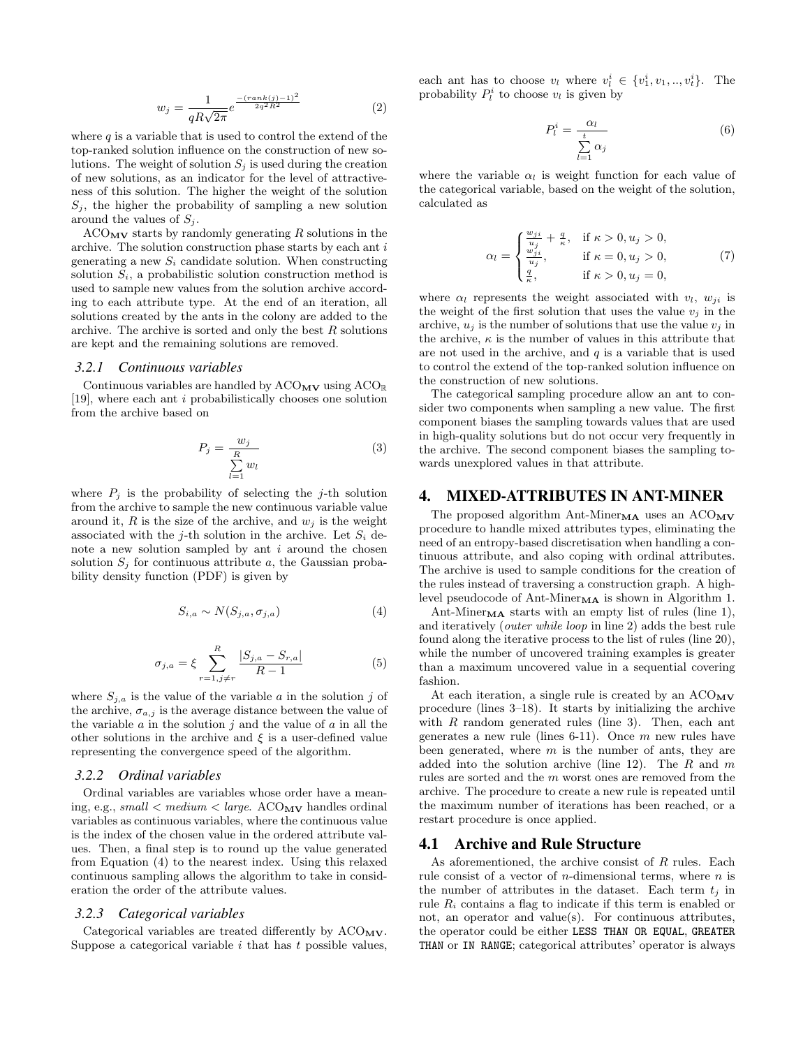$$w_j = \frac{1}{qR\sqrt{2\pi}} e^{\frac{-(rank(j)-1)^2}{2q^2R^2}} \tag{2}$$

where $q$ is a variable that is used to control the extend of the top-ranked solution influence on the construction of new solutions. The weight of solution $S_j$ is used during the creation of new solutions, as an indicator for the level of attractiveness of this solution. The higher the weight of the solution $S_j$, the higher the probability of sampling a new solution around the values of $S_j$.

$\text{ACO}_{\textbf{MV}}$ starts by randomly generating $R$ solutions in the archive. The solution construction phase starts by each ant $i$ generating a new $S_i$ candidate solution. When constructing solution $S_i$, a probabilistic solution construction method is used to sample new values from the solution archive according to each attribute type. At the end of an iteration, all solutions created by the ants in the colony are added to the archive. The archive is sorted and only the best $R$ solutions are kept and the remaining solutions are removed.

### 3.2.1 Continuous variables

Continuous variables are handled by $\text{ACO}_{\textbf{MV}}$ using $\text{ACO}_{\mathbb{R}}$ [19], where each ant $i$ probabilistically chooses one solution from the archive based on

$$P_j = \frac{w_j}{\sum_{l=1}^{R} w_l} \tag{3}$$

where $P_j$ is the probability of selecting the $j$-th solution from the archive to sample the new continuous variable value around it, $R$ is the size of the archive, and $w_j$ is the weight associated with the $j$-th solution in the archive. Let $S_i$ denote a new solution sampled by ant $i$ around the chosen solution $S_j$ for continuous attribute $a$, the Gaussian probability density function (PDF) is given by

$$S_{i,a} \sim N(S_{j,a}, \sigma_{j,a}) \tag{4}$$

$$\sigma_{j,a} = \xi \sum_{r=1, j \neq r}^{R} \frac{|S_{j,a} - S_{r,a}|}{R-1} \tag{5}$$

where $S_{j,a}$ is the value of the variable $a$ in the solution $j$ of the archive, $\sigma_{a,j}$ is the average distance between the value of the variable $a$ in the solution $j$ and the value of $a$ in all the other solutions in the archive and $\xi$ is a user-defined value representing the convergence speed of the algorithm.

### 3.2.2 Ordinal variables

Ordinal variables are variables whose order have a meaning, e.g., *small* < *medium* < *large*. $\text{ACO}_{\textbf{MV}}$ handles ordinal variables as continuous variables, where the continuous value is the index of the chosen value in the ordered attribute values. Then, a final step is to round up the value generated from Equation (4) to the nearest index. Using this relaxed continuous sampling allows the algorithm to take in consideration the order of the attribute values.

### 3.2.3 Categorical variables

Categorical variables are treated differently by $\text{ACO}_{\textbf{MV}}$. Suppose a categorical variable $i$ that has $t$ possible values, each ant has to choose $v_l$ where $v_l^i \in \{v_1^i, v_1, .., v_t^i\}$. The probability $P_l^i$ to choose $v_l$ is given by

$$P_l^i = \frac{\alpha_l}{\sum_{l=1}^{t} \alpha_j} \tag{6}$$

where the variable $\alpha_l$ is weight function for each value of the categorical variable, based on the weight of the solution, calculated as

$$\alpha_l = \begin{cases} \frac{w_{ji}}{u_j} + \frac{q}{\kappa}, & \text{if } \kappa > 0, u_j > 0, \\ \frac{w_{ji}}{u_j}, & \text{if } \kappa = 0, u_j > 0, \\ \frac{q}{\kappa}, & \text{if } \kappa > 0, u_j = 0, \end{cases} \tag{7}$$

where $\alpha_l$ represents the weight associated with $v_l$, $w_{ji}$ is the weight of the first solution that uses the value $v_j$ in the archive, $u_j$ is the number of solutions that use the value $v_j$ in the archive, $\kappa$ is the number of values in this attribute that are not used in the archive, and $q$ is a variable that is used to control the extend of the top-ranked solution influence on the construction of new solutions.

The categorical sampling procedure allow an ant to consider two components when sampling a new value. The first component biases the sampling towards values that are used in high-quality solutions but do not occur very frequently in the archive. The second component biases the sampling towards unexplored values in that attribute.

## 4. MIXED-ATTRIBUTES IN ANT-MINER

The proposed algorithm $\text{Ant-Miner}_{\textbf{MA}}$ uses an $\text{ACO}_{\textbf{MV}}$ procedure to handle mixed attributes types, eliminating the need of an entropy-based discretisation when handling a continuous attribute, and also coping with ordinal attributes. The archive is used to sample conditions for the creation of the rules instead of traversing a construction graph. A high-level pseudocode of $\text{Ant-Miner}_{\textbf{MA}}$ is shown in Algorithm 1.

$\text{Ant-Miner}_{\textbf{MA}}$ starts with an empty list of rules (line 1), and iteratively (*outer while loop* in line 2) adds the best rule found along the iterative process to the list of rules (line 20), while the number of uncovered training examples is greater than a maximum uncovered value in a sequential covering fashion.

At each iteration, a single rule is created by an $\text{ACO}_{\textbf{MV}}$ procedure (lines 3–18). It starts by initializing the archive with $R$ random generated rules (line 3). Then, each ant generates a new rule (lines 6-11). Once $m$ new rules have been generated, where $m$ is the number of ants, they are added into the solution archive (line 12). The $R$ and $m$ rules are sorted and the $m$ worst ones are removed from the archive. The procedure to create a new rule is repeated until the maximum number of iterations has been reached, or a restart procedure is once applied.

## 4.1 Archive and Rule Structure

As aforementioned, the archive consist of $R$ rules. Each rule consist of a vector of $n$-dimensional terms, where $n$ is the number of attributes in the dataset. Each term $t_j$ in rule $R_i$ contains a flag to indicate if this term is enabled or not, an operator and value(s). For continuous attributes, the operator could be either `LESS THAN OR EQUAL`, `GREATER THAN` or `IN RANGE`; categorical attributes' operator is always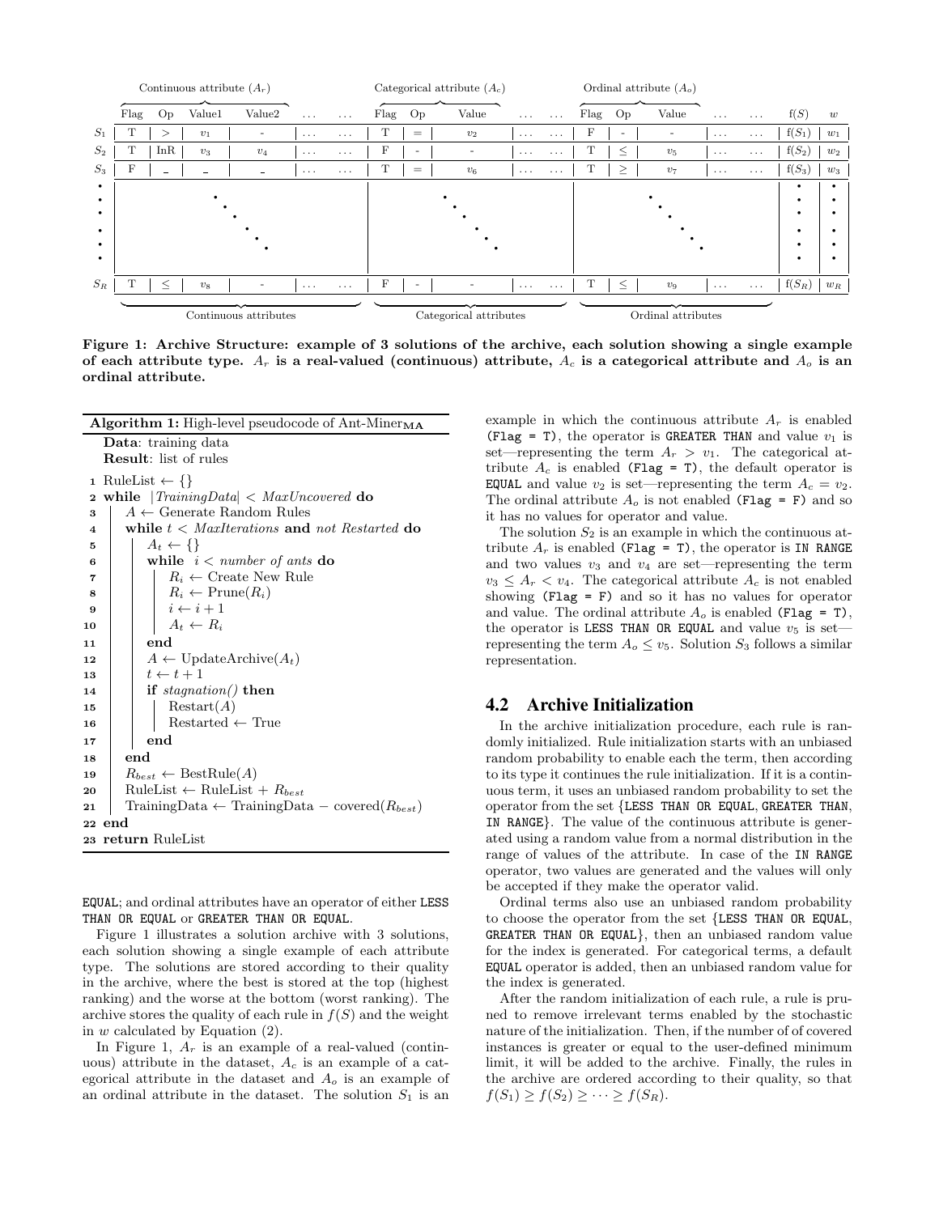|  | Continuous attribute ($A_r$) | | | | | | Categorical attribute ($A_c$) | | | | | Ordinal attribute ($A_o$) | | | | | | |
|---|---|---|---|---|---|---|---|---|---|---|---|---|---|---|---|---|---|---|
|  | Flag | Op | Value1 | Value2 | ... | ... | Flag | Op | Value | ... | ... | Flag | Op | Value | ... | ... | f($S$) | $w$ |
| $S_1$ | T | $>$ | $v_1$ | - | ... | ... | T | $=$ | $v_2$ | ... | ... | F | - | - | ... | ... | f($S_1$) | $w_1$ |
| $S_2$ | T | InR | $v_3$ | $v_4$ | ... | ... | F | - | - | ... | ... | T | $\leq$ | $v_5$ | ... | ... | f($S_2$) | $w_2$ |
| $S_3$ | F | - | - | - | ... | ... | T | $=$ | $v_6$ | ... | ... | T | $\geq$ | $v_7$ | ... | ... | f($S_3$) | $w_3$ |
| ⋮ | ⋱ | | | | | | ⋱ | | | | | ⋱ | | | | | ⋮ | ⋮ |
| $S_R$ | T | $\leq$ | $v_8$ | - | ... | ... | F | - | - | ... | ... | T | $\leq$ | $v_9$ | ... | ... | f($S_R$) | $w_R$ |
|  | Continuous attributes | | | | | | Categorical attributes | | | | | Ordinal attributes | | | | | | |

**Figure 1: Archive Structure: example of 3 solutions of the archive, each solution showing a single example of each attribute type. $A_r$ is a real-valued (continuous) attribute, $A_c$ is a categorical attribute and $A_o$ is an ordinal attribute.**

**Algorithm 1:** High-level pseudocode of Ant-Miner$_{\text{MA}}$

```
Data: training data
Result: list of rules
1  RuleList ← {}
2  while |TrainingData| < MaxUncovered do
3      A ← Generate Random Rules
4      while t < MaxIterations and not Restarted do
5          A_t ← {}
6          while i < number of ants do
7              R_i ← Create New Rule
8              R_i ← Prune(R_i)
9              i ← i + 1
10             A_t ← R_i
11         end
12         A ← UpdateArchive(A_t)
13         t ← t + 1
14         if stagnation() then
15             Restart(A)
16             Restarted ← True
17         end
18     end
19     R_best ← BestRule(A)
20     RuleList ← RuleList + R_best
21     TrainingData ← TrainingData − covered(R_best)
22 end
23 return RuleList
```

EQUAL; and ordinal attributes have an operator of either LESS THAN OR EQUAL or GREATER THAN OR EQUAL.

Figure 1 illustrates a solution archive with 3 solutions, each solution showing a single example of each attribute type. The solutions are stored according to their quality in the archive, where the best is stored at the top (highest ranking) and the worse at the bottom (worst ranking). The archive stores the quality of each rule in $f(S)$ and the weight in $w$ calculated by Equation (2).

In Figure 1, $A_r$ is an example of a real-valued (continuous) attribute in the dataset, $A_c$ is an example of a categorical attribute in the dataset and $A_o$ is an example of an ordinal attribute in the dataset. The solution $S_1$ is an example in which the continuous attribute $A_r$ is enabled (Flag = T), the operator is GREATER THAN and value $v_1$ is set—representing the term $A_r > v_1$. The categorical attribute $A_c$ is enabled (Flag = T), the default operator is EQUAL and value $v_2$ is set—representing the term $A_c = v_2$. The ordinal attribute $A_o$ is not enabled (Flag = F) and so it has no values for operator and value.

The solution $S_2$ is an example in which the continuous attribute $A_r$ is enabled (Flag = T), the operator is IN RANGE and two values $v_3$ and $v_4$ are set—representing the term $v_3 \leq A_r < v_4$. The categorical attribute $A_c$ is not enabled showing (Flag = F) and so it has no values for operator and value. The ordinal attribute $A_o$ is enabled (Flag = T), the operator is LESS THAN OR EQUAL and value $v_5$ is set—representing the term $A_o \leq v_5$. Solution $S_3$ follows a similar representation.

## 4.2 Archive Initialization

In the archive initialization procedure, each rule is randomly initialized. Rule initialization starts with an unbiased random probability to enable each the term, then according to its type it continues the rule initialization. If it is a continuous term, it uses an unbiased random probability to set the operator from the set {LESS THAN OR EQUAL, GREATER THAN, IN RANGE}. The value of the continuous attribute is generated using a random value from a normal distribution in the range of values of the attribute. In case of the IN RANGE operator, two values are generated and the values will only be accepted if they make the operator valid.

Ordinal terms also use an unbiased random probability to choose the operator from the set {LESS THAN OR EQUAL, GREATER THAN OR EQUAL}, then an unbiased random value for the index is generated. For categorical terms, a default EQUAL operator is added, then an unbiased random value for the index is generated.

After the random initialization of each rule, a rule is pruned to remove irrelevant terms enabled by the stochastic nature of the initialization. Then, if the number of of covered instances is greater or equal to the user-defined minimum limit, it will be added to the archive. Finally, the rules in the archive are ordered according to their quality, so that $f(S_1) \geq f(S_2) \geq \cdots \geq f(S_R)$.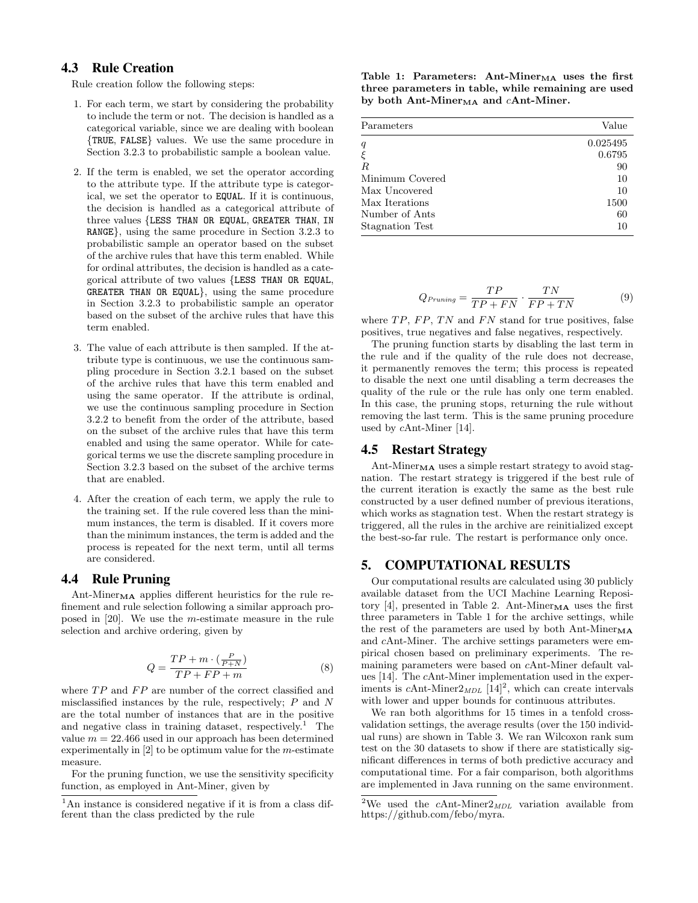## 4.3 Rule Creation

Rule creation follow the following steps:

1. For each term, we start by considering the probability to include the term or not. The decision is handled as a categorical variable, since we are dealing with boolean {TRUE, FALSE} values. We use the same procedure in Section 3.2.3 to probabilistic sample a boolean value.
2. If the term is enabled, we set the operator according to the attribute type. If the attribute type is categorical, we set the operator to EQUAL. If it is continuous, the decision is handled as a categorical attribute of three values {LESS THAN OR EQUAL, GREATER THAN, IN RANGE}, using the same procedure in Section 3.2.3 to probabilistic sample an operator based on the subset of the archive rules that have this term enabled. While for ordinal attributes, the decision is handled as a categorical attribute of two values {LESS THAN OR EQUAL, GREATER THAN OR EQUAL}, using the same procedure in Section 3.2.3 to probabilistic sample an operator based on the subset of the archive rules that have this term enabled.
3. The value of each attribute is then sampled. If the attribute type is continuous, we use the continuous sampling procedure in Section 3.2.1 based on the subset of the archive rules that have this term enabled and using the same operator. If the attribute is ordinal, we use the continuous sampling procedure in Section 3.2.2 to benefit from the order of the attribute, based on the subset of the archive rules that have this term enabled and using the same operator. While for categorical terms we use the discrete sampling procedure in Section 3.2.3 based on the subset of the archive terms that are enabled.
4. After the creation of each term, we apply the rule to the training set. If the rule covered less than the minimum instances, the term is disabled. If it covers more than the minimum instances, the term is added and the process is repeated for the next term, until all terms are considered.

## 4.4 Rule Pruning

Ant-Miner$_{\mathbf{MA}}$ applies different heuristics for the rule refinement and rule selection following a similar approach proposed in [20]. We use the $m$-estimate measure in the rule selection and archive ordering, given by

$$Q = \frac{TP + m \cdot (\frac{P}{P+N})}{TP + FP + m} \tag{8}$$

where $TP$ and $FP$ are number of the correct classified and misclassified instances by the rule, respectively; $P$ and $N$ are the total number of instances that are in the positive and negative class in training dataset, respectively.[1] The value $m = 22.466$ used in our approach has been determined experimentally in [2] to be optimum value for the $m$-estimate measure.

For the pruning function, we use the sensitivity specificity function, as employed in Ant-Miner, given by

[1] An instance is considered negative if it is from a class different than the class predicted by the rule

Table 1: Parameters: Ant-Miner$_{\mathbf{MA}}$ uses the first three parameters in table, while remaining are used by both Ant-Miner$_{\mathbf{MA}}$ and $c$Ant-Miner.

| Parameters | Value |
|---|---|
| $q$ | 0.025495 |
| $\xi$ | 0.6795 |
| $R$ | 90 |
| Minimum Covered | 10 |
| Max Uncovered | 10 |
| Max Iterations | 1500 |
| Number of Ants | 60 |
| Stagnation Test | 10 |

$$Q_{Pruning} = \frac{TP}{TP + FN} \cdot \frac{TN}{FP + TN} \tag{9}$$

where $TP$, $FP$, $TN$ and $FN$ stand for true positives, false positives, true negatives and false negatives, respectively.

The pruning function starts by disabling the last term in the rule and if the quality of the rule does not decrease, it permanently removes the term; this process is repeated to disable the next one until disabling a term decreases the quality of the rule or the rule has only one term enabled. In this case, the pruning stops, returning the rule without removing the last term. This is the same pruning procedure used by $c$Ant-Miner [14].

## 4.5 Restart Strategy

Ant-Miner$_{\mathbf{MA}}$ uses a simple restart strategy to avoid stagnation. The restart strategy is triggered if the best rule of the current iteration is exactly the same as the best rule constructed by a user defined number of previous iterations, which works as stagnation test. When the restart strategy is triggered, all the rules in the archive are reinitialized except the best-so-far rule. The restart is performance only once.

# 5. COMPUTATIONAL RESULTS

Our computational results are calculated using 30 publicly available dataset from the UCI Machine Learning Repository [4], presented in Table 2. Ant-Miner$_{\mathbf{MA}}$ uses the first three parameters in Table 1 for the archive settings, while the rest of the parameters are used by both Ant-Miner$_{\mathbf{MA}}$ and $c$Ant-Miner. The archive settings parameters were empirical chosen based on preliminary experiments. The remaining parameters were based on $c$Ant-Miner default values [14]. The $c$Ant-Miner implementation used in the experiments is $c$Ant-Miner2$_{MDL}$ [14][2], which can create intervals with lower and upper bounds for continuous attributes.

We ran both algorithms for 15 times in a tenfold cross-validation settings, the average results (over the 150 individual runs) are shown in Table 3. We ran Wilcoxon rank sum test on the 30 datasets to show if there are statistically significant differences in terms of both predictive accuracy and computational time. For a fair comparison, both algorithms are implemented in Java running on the same environment.

[2] We used the $c$Ant-Miner2$_{MDL}$ variation available from https://github.com/febo/myra.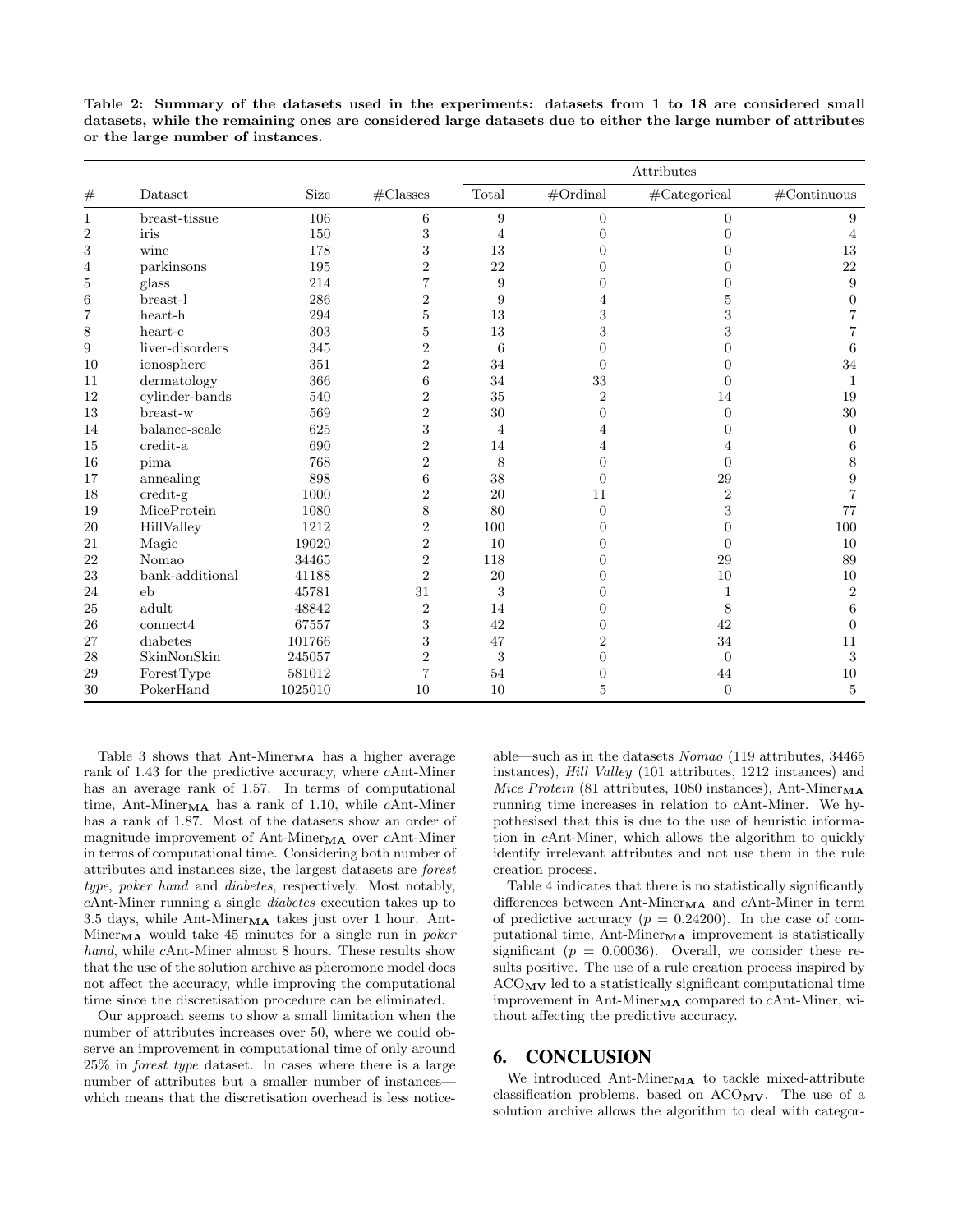**Table 2: Summary of the datasets used in the experiments: datasets from 1 to 18 are considered small datasets, while the remaining ones are considered large datasets due to either the large number of attributes or the large number of instances.**

| # | Dataset | Size | #Classes | Attributes | | | |
|---|---|---|---|---|---|---|---|
| | | | | Total | #Ordinal | #Categorical | #Continuous |
| 1 | breast-tissue | 106 | 6 | 9 | 0 | 0 | 9 |
| 2 | iris | 150 | 3 | 4 | 0 | 0 | 4 |
| 3 | wine | 178 | 3 | 13 | 0 | 0 | 13 |
| 4 | parkinsons | 195 | 2 | 22 | 0 | 0 | 22 |
| 5 | glass | 214 | 7 | 9 | 0 | 0 | 9 |
| 6 | breast-l | 286 | 2 | 9 | 4 | 5 | 0 |
| 7 | heart-h | 294 | 5 | 13 | 3 | 3 | 7 |
| 8 | heart-c | 303 | 5 | 13 | 3 | 3 | 7 |
| 9 | liver-disorders | 345 | 2 | 6 | 0 | 0 | 6 |
| 10 | ionosphere | 351 | 2 | 34 | 0 | 0 | 34 |
| 11 | dermatology | 366 | 6 | 34 | 33 | 0 | 1 |
| 12 | cylinder-bands | 540 | 2 | 35 | 2 | 14 | 19 |
| 13 | breast-w | 569 | 2 | 30 | 0 | 0 | 30 |
| 14 | balance-scale | 625 | 3 | 4 | 4 | 0 | 0 |
| 15 | credit-a | 690 | 2 | 14 | 4 | 4 | 6 |
| 16 | pima | 768 | 2 | 8 | 0 | 0 | 8 |
| 17 | annealing | 898 | 6 | 38 | 0 | 29 | 9 |
| 18 | credit-g | 1000 | 2 | 20 | 11 | 2 | 7 |
| 19 | MiceProtein | 1080 | 8 | 80 | 0 | 3 | 77 |
| 20 | HillValley | 1212 | 2 | 100 | 0 | 0 | 100 |
| 21 | Magic | 19020 | 2 | 10 | 0 | 0 | 10 |
| 22 | Nomao | 34465 | 2 | 118 | 0 | 29 | 89 |
| 23 | bank-additional | 41188 | 2 | 20 | 0 | 10 | 10 |
| 24 | eb | 45781 | 31 | 3 | 0 | 1 | 2 |
| 25 | adult | 48842 | 2 | 14 | 0 | 8 | 6 |
| 26 | connect4 | 67557 | 3 | 42 | 0 | 42 | 0 |
| 27 | diabetes | 101766 | 3 | 47 | 2 | 34 | 11 |
| 28 | SkinNonSkin | 245057 | 2 | 3 | 0 | 0 | 3 |
| 29 | ForestType | 581012 | 7 | 54 | 0 | 44 | 10 |
| 30 | PokerHand | 1025010 | 10 | 10 | 5 | 0 | 5 |

Table 3 shows that Ant-Miner$_{\mathbf{MA}}$ has a higher average rank of 1.43 for the predictive accuracy, where *c*Ant-Miner has an average rank of 1.57. In terms of computational time, Ant-Miner$_{\mathbf{MA}}$ has a rank of 1.10, while *c*Ant-Miner has a rank of 1.87. Most of the datasets show an order of magnitude improvement of Ant-Miner$_{\mathbf{MA}}$ over *c*Ant-Miner in terms of computational time. Considering both number of attributes and instances size, the largest datasets are *forest type*, *poker hand* and *diabetes*, respectively. Most notably, *c*Ant-Miner running a single *diabetes* execution takes up to 3.5 days, while Ant-Miner$_{\mathbf{MA}}$ takes just over 1 hour. Ant-Miner$_{\mathbf{MA}}$ would take 45 minutes for a single run in *poker hand*, while *c*Ant-Miner almost 8 hours. These results show that the use of the solution archive as pheromone model does not affect the accuracy, while improving the computational time since the discretisation procedure can be eliminated.

Our approach seems to show a small limitation when the number of attributes increases over 50, where we could observe an improvement in computational time of only around 25% in *forest type* dataset. In cases where there is a large number of attributes but a smaller number of instances—which means that the discretisation overhead is less noticeable—such as in the datasets *Nomao* (119 attributes, 34465 instances), *Hill Valley* (101 attributes, 1212 instances) and *Mice Protein* (81 attributes, 1080 instances), Ant-Miner$_{\mathbf{MA}}$ running time increases in relation to *c*Ant-Miner. We hypothesised that this is due to the use of heuristic information in *c*Ant-Miner, which allows the algorithm to quickly identify irrelevant attributes and not use them in the rule creation process.

Table 4 indicates that there is no statistically significantly differences between Ant-Miner$_{\mathbf{MA}}$ and *c*Ant-Miner in term of predictive accuracy ($p = 0.24200$). In the case of computational time, Ant-Miner$_{\mathbf{MA}}$ improvement is statistically significant ($p = 0.00036$). Overall, we consider these results positive. The use of a rule creation process inspired by ACO$_{\mathbf{MV}}$ led to a statistically significant computational time improvement in Ant-Miner$_{\mathbf{MA}}$ compared to *c*Ant-Miner, without affecting the predictive accuracy.

## 6. CONCLUSION

We introduced Ant-Miner$_{\mathbf{MA}}$ to tackle mixed-attribute classification problems, based on ACO$_{\mathbf{MV}}$. The use of a solution archive allows the algorithm to deal with categor-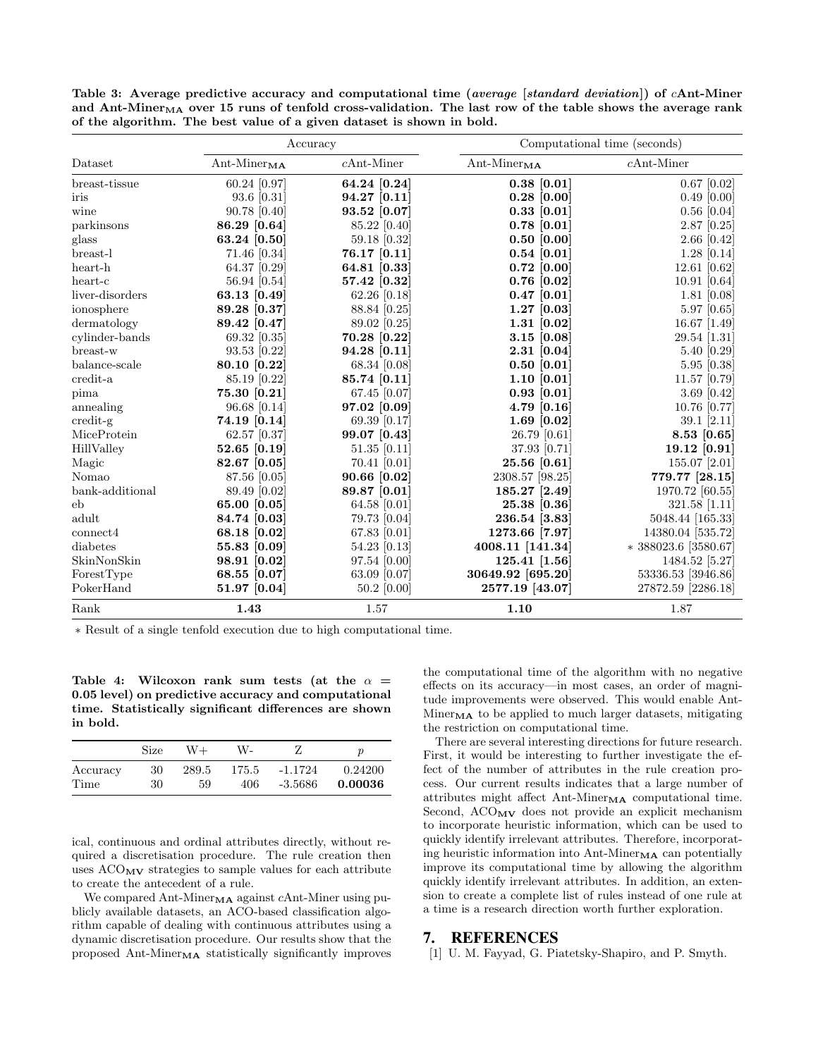**Table 3: Average predictive accuracy and computational time (*average* [*standard deviation*]) of *c*Ant-Miner and Ant-Miner$_{\mathbf{MA}}$ over 15 runs of tenfold cross-validation. The last row of the table shows the average rank of the algorithm. The best value of a given dataset is shown in bold.**

| Dataset | Accuracy | | Computational time (seconds) | |
|---|---|---|---|---|
| | Ant-Miner$_{\mathbf{MA}}$ | *c*Ant-Miner | Ant-Miner$_{\mathbf{MA}}$ | *c*Ant-Miner |
| breast-tissue | 60.24 [0.97] | **64.24 [0.24]** | **0.38 [0.01]** | 0.67 [0.02] |
| iris | 93.6 [0.31] | **94.27 [0.11]** | **0.28 [0.00]** | 0.49 [0.00] |
| wine | 90.78 [0.40] | **93.52 [0.07]** | **0.33 [0.01]** | 0.56 [0.04] |
| parkinsons | **86.29 [0.64]** | 85.22 [0.40] | **0.78 [0.01]** | 2.87 [0.25] |
| glass | **63.24 [0.50]** | 59.18 [0.32] | **0.50 [0.00]** | 2.66 [0.42] |
| breast-l | 71.46 [0.34] | **76.17 [0.11]** | **0.54 [0.01]** | 1.28 [0.14] |
| heart-h | 64.37 [0.29] | **64.81 [0.33]** | **0.72 [0.00]** | 12.61 [0.62] |
| heart-c | 56.94 [0.54] | **57.42 [0.32]** | **0.76 [0.02]** | 10.91 [0.64] |
| liver-disorders | **63.13 [0.49]** | 62.26 [0.18] | **0.47 [0.01]** | 1.81 [0.08] |
| ionosphere | **89.28 [0.37]** | 88.84 [0.25] | **1.27 [0.03]** | 5.97 [0.65] |
| dermatology | **89.42 [0.47]** | 89.02 [0.25] | **1.31 [0.02]** | 16.67 [1.49] |
| cylinder-bands | 69.32 [0.35] | **70.28 [0.22]** | **3.15 [0.08]** | 29.54 [1.31] |
| breast-w | 93.53 [0.22] | **94.28 [0.11]** | **2.31 [0.04]** | 5.40 [0.29] |
| balance-scale | **80.10 [0.22]** | 68.34 [0.08] | **0.50 [0.01]** | 5.95 [0.38] |
| credit-a | 85.19 [0.22] | **85.74 [0.11]** | **1.10 [0.01]** | 11.57 [0.79] |
| pima | **75.30 [0.21]** | 67.45 [0.07] | **0.93 [0.01]** | 3.69 [0.42] |
| annealing | 96.68 [0.14] | **97.02 [0.09]** | **4.79 [0.16]** | 10.76 [0.77] |
| credit-g | **74.19 [0.14]** | 69.39 [0.17] | **1.69 [0.02]** | 39.1 [2.11] |
| MiceProtein | 62.57 [0.37] | **99.07 [0.43]** | 26.79 [0.61] | **8.53 [0.65]** |
| HillValley | **52.65 [0.19]** | 51.35 [0.11] | 37.93 [0.71] | **19.12 [0.91]** |
| Magic | **82.67 [0.05]** | 70.41 [0.01] | **25.56 [0.61]** | 155.07 [2.01] |
| Nomao | 87.56 [0.05] | **90.66 [0.02]** | 2308.57 [98.25] | **779.77 [28.15]** |
| bank-additional | 89.49 [0.02] | **89.87 [0.01]** | **185.27 [2.49]** | 1970.72 [60.55] |
| eb | **65.00 [0.05]** | 64.58 [0.01] | **25.38 [0.36]** | 321.58 [1.11] |
| adult | **84.74 [0.03]** | 79.73 [0.04] | **236.54 [3.83]** | 5048.44 [165.33] |
| connect4 | **68.18 [0.02]** | 67.83 [0.01] | **1273.66 [7.97]** | 14380.04 [535.72] |
| diabetes | **55.83 [0.09]** | 54.23 [0.13] | **4008.11 [141.34]** | * 388023.6 [3580.67] |
| SkinNonSkin | **98.91 [0.02]** | 97.54 [0.00] | **125.41 [1.56]** | 1484.52 [5.27] |
| ForestType | **68.55 [0.07]** | 63.09 [0.07] | **30649.92 [695.20]** | 53336.53 [3946.86] |
| PokerHand | **51.97 [0.04]** | 50.2 [0.00] | **2577.19 [43.07]** | 27872.59 [2286.18] |
| Rank | **1.43** | 1.57 | **1.10** | 1.87 |

* Result of a single tenfold execution due to high computational time.

**Table 4: Wilcoxon rank sum tests (at the $\alpha = 0.05$ level) on predictive accuracy and computational time. Statistically significant differences are shown in bold.**

| | Size | W+ | W- | Z | $p$ |
|---|---|---|---|---|---|
| Accuracy | 30 | 289.5 | 175.5 | -1.1724 | 0.24200 |
| Time | 30 | 59 | 406 | -3.5686 | **0.00036** |

ical, continuous and ordinal attributes directly, without required a discretisation procedure. The rule creation then uses ACO$_{\mathbf{MV}}$ strategies to sample values for each attribute to create the antecedent of a rule.

We compared Ant-Miner$_{\mathbf{MA}}$ against *c*Ant-Miner using publicly available datasets, an ACO-based classification algorithm capable of dealing with continuous attributes using a dynamic discretisation procedure. Our results show that the proposed Ant-Miner$_{\mathbf{MA}}$ statistically significantly improves the computational time of the algorithm with no negative effects on its accuracy—in most cases, an order of magnitude improvements were observed. This would enable Ant-Miner$_{\mathbf{MA}}$ to be applied to much larger datasets, mitigating the restriction on computational time.

There are several interesting directions for future research. First, it would be interesting to further investigate the effect of the number of attributes in the rule creation process. Our current results indicates that a large number of attributes might affect Ant-Miner$_{\mathbf{MA}}$ computational time. Second, ACO$_{\mathbf{MV}}$ does not provide an explicit mechanism to incorporate heuristic information, which can be used to quickly identify irrelevant attributes. Therefore, incorporating heuristic information into Ant-Miner$_{\mathbf{MA}}$ can potentially improve its computational time by allowing the algorithm quickly identify irrelevant attributes. In addition, an extension to create a complete list of rules instead of one rule at a time is a research direction worth further exploration.

# 7. REFERENCES

[1] U. M. Fayyad, G. Piatetsky-Shapiro, and P. Smyth.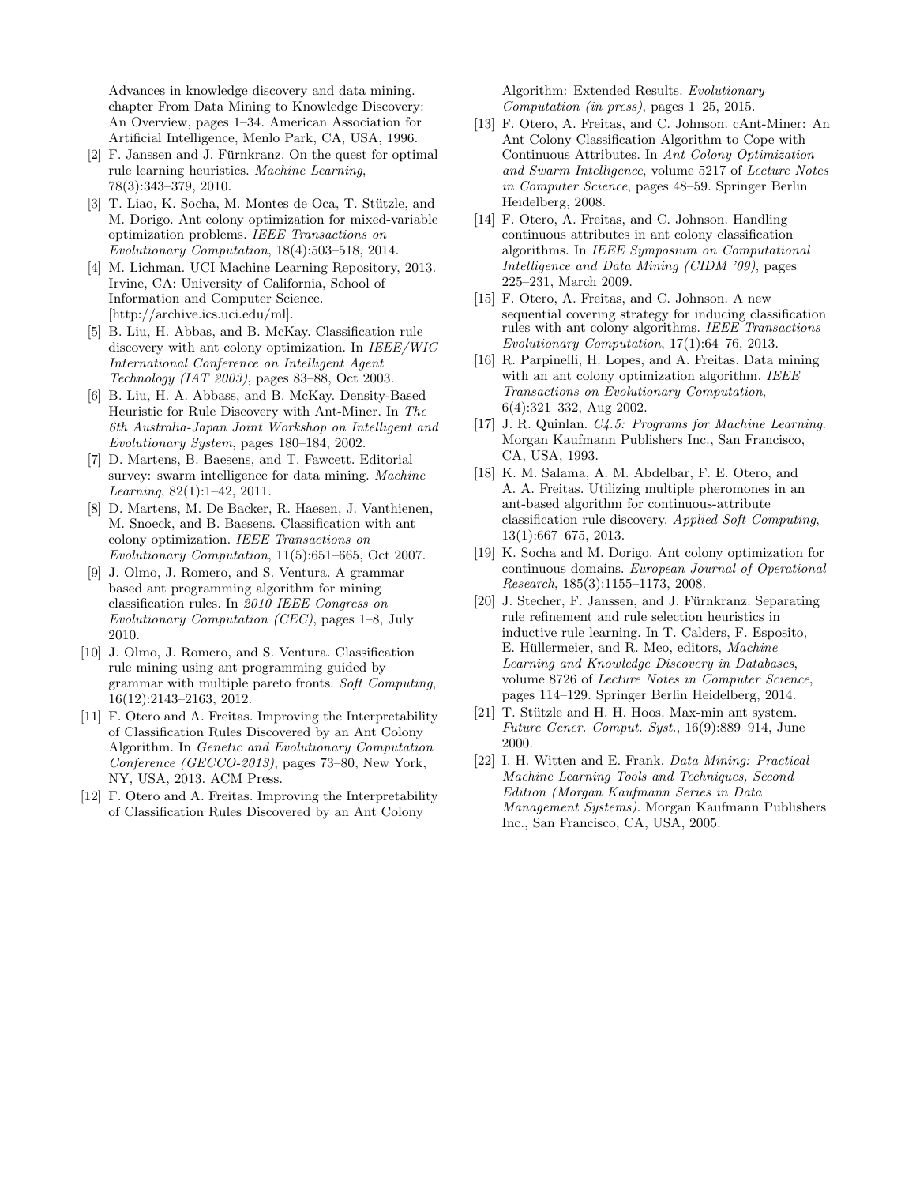Advances in knowledge discovery and data mining. chapter From Data Mining to Knowledge Discovery: An Overview, pages 1–34. American Association for Artificial Intelligence, Menlo Park, CA, USA, 1996.

[2] F. Janssen and J. Fürnkranz. On the quest for optimal rule learning heuristics. *Machine Learning*, 78(3):343–379, 2010.

[3] T. Liao, K. Socha, M. Montes de Oca, T. Stützle, and M. Dorigo. Ant colony optimization for mixed-variable optimization problems. *IEEE Transactions on Evolutionary Computation*, 18(4):503–518, 2014.

[4] M. Lichman. UCI Machine Learning Repository, 2013. Irvine, CA: University of California, School of Information and Computer Science. [http://archive.ics.uci.edu/ml].

[5] B. Liu, H. Abbas, and B. McKay. Classification rule discovery with ant colony optimization. In *IEEE/WIC International Conference on Intelligent Agent Technology (IAT 2003)*, pages 83–88, Oct 2003.

[6] B. Liu, H. A. Abbass, and B. McKay. Density-Based Heuristic for Rule Discovery with Ant-Miner. In *The 6th Australia-Japan Joint Workshop on Intelligent and Evolutionary System*, pages 180–184, 2002.

[7] D. Martens, B. Baesens, and T. Fawcett. Editorial survey: swarm intelligence for data mining. *Machine Learning*, 82(1):1–42, 2011.

[8] D. Martens, M. De Backer, R. Haesen, J. Vanthienen, M. Snoeck, and B. Baesens. Classification with ant colony optimization. *IEEE Transactions on Evolutionary Computation*, 11(5):651–665, Oct 2007.

[9] J. Olmo, J. Romero, and S. Ventura. A grammar based ant programming algorithm for mining classification rules. In *2010 IEEE Congress on Evolutionary Computation (CEC)*, pages 1–8, July 2010.

[10] J. Olmo, J. Romero, and S. Ventura. Classification rule mining using ant programming guided by grammar with multiple pareto fronts. *Soft Computing*, 16(12):2143–2163, 2012.

[11] F. Otero and A. Freitas. Improving the Interpretability of Classification Rules Discovered by an Ant Colony Algorithm. In *Genetic and Evolutionary Computation Conference (GECCO-2013)*, pages 73–80, New York, NY, USA, 2013. ACM Press.

[12] F. Otero and A. Freitas. Improving the Interpretability of Classification Rules Discovered by an Ant Colony Algorithm: Extended Results. *Evolutionary Computation (in press)*, pages 1–25, 2015.

[13] F. Otero, A. Freitas, and C. Johnson. cAnt-Miner: An Ant Colony Classification Algorithm to Cope with Continuous Attributes. In *Ant Colony Optimization and Swarm Intelligence*, volume 5217 of *Lecture Notes in Computer Science*, pages 48–59. Springer Berlin Heidelberg, 2008.

[14] F. Otero, A. Freitas, and C. Johnson. Handling continuous attributes in ant colony classification algorithms. In *IEEE Symposium on Computational Intelligence and Data Mining (CIDM '09)*, pages 225–231, March 2009.

[15] F. Otero, A. Freitas, and C. Johnson. A new sequential covering strategy for inducing classification rules with ant colony algorithms. *IEEE Transactions Evolutionary Computation*, 17(1):64–76, 2013.

[16] R. Parpinelli, H. Lopes, and A. Freitas. Data mining with an ant colony optimization algorithm. *IEEE Transactions on Evolutionary Computation*, 6(4):321–332, Aug 2002.

[17] J. R. Quinlan. *C4.5: Programs for Machine Learning*. Morgan Kaufmann Publishers Inc., San Francisco, CA, USA, 1993.

[18] K. M. Salama, A. M. Abdelbar, F. E. Otero, and A. A. Freitas. Utilizing multiple pheromones in an ant-based algorithm for continuous-attribute classification rule discovery. *Applied Soft Computing*, 13(1):667–675, 2013.

[19] K. Socha and M. Dorigo. Ant colony optimization for continuous domains. *European Journal of Operational Research*, 185(3):1155–1173, 2008.

[20] J. Stecher, F. Janssen, and J. Fürnkranz. Separating rule refinement and rule selection heuristics in inductive rule learning. In T. Calders, F. Esposito, E. Hüllermeier, and R. Meo, editors, *Machine Learning and Knowledge Discovery in Databases*, volume 8726 of *Lecture Notes in Computer Science*, pages 114–129. Springer Berlin Heidelberg, 2014.

[21] T. Stützle and H. H. Hoos. Max-min ant system. *Future Gener. Comput. Syst.*, 16(9):889–914, June 2000.

[22] I. H. Witten and E. Frank. *Data Mining: Practical Machine Learning Tools and Techniques, Second Edition (Morgan Kaufmann Series in Data Management Systems)*. Morgan Kaufmann Publishers Inc., San Francisco, CA, USA, 2005.